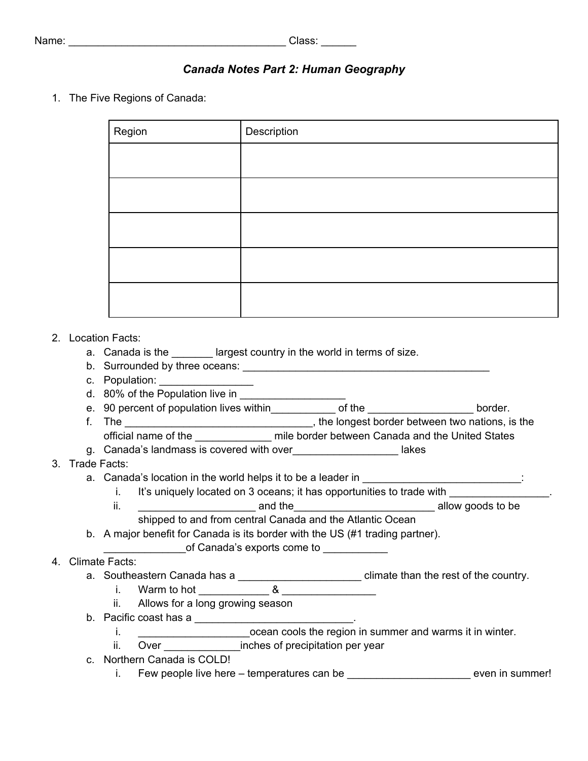Name: _____________________________________ Class: ______

## *Canada Notes Part 2: Human Geography*

1. The Five Regions of Canada:

| Region | Description |
|---|---|
| | |
| | |
| | |
| | |
| | |

2. Location Facts:
   a. Canada is the _______ largest country in the world in terms of size.
   b. Surrounded by three oceans: ____________________________________________
   c. Population: ________________
   d. 80% of the Population live in __________________
   e. 90 percent of population lives within___________ of the __________________ border.
   f. The ________________________________, the longest border between two nations, is the official name of the _____________ mile border between Canada and the United States
   g. Canada's landmass is covered with over__________________ lakes
3. Trade Facts:
   a. Canada's location in the world helps it to be a leader in ___________________________:
      i. It's uniquely located on 3 oceans; it has opportunities to trade with _________________.
      ii. ____________________ and the________________________ allow goods to be shipped to and from central Canada and the Atlantic Ocean
   b. A major benefit for Canada is its border with the US (#1 trading partner). ______________of Canada's exports come to ___________
4. Climate Facts:
   a. Southeastern Canada has a _____________________ climate than the rest of the country.
      i. Warm to hot ____________ & ________________
      ii. Allows for a long growing season
   b. Pacific coast has a ___________________________.
      i. ___________________ocean cools the region in summer and warms it in winter.
      ii. Over _____________inches of precipitation per year
   c. Northern Canada is COLD!
      i. Few people live here – temperatures can be _____________________ even in summer!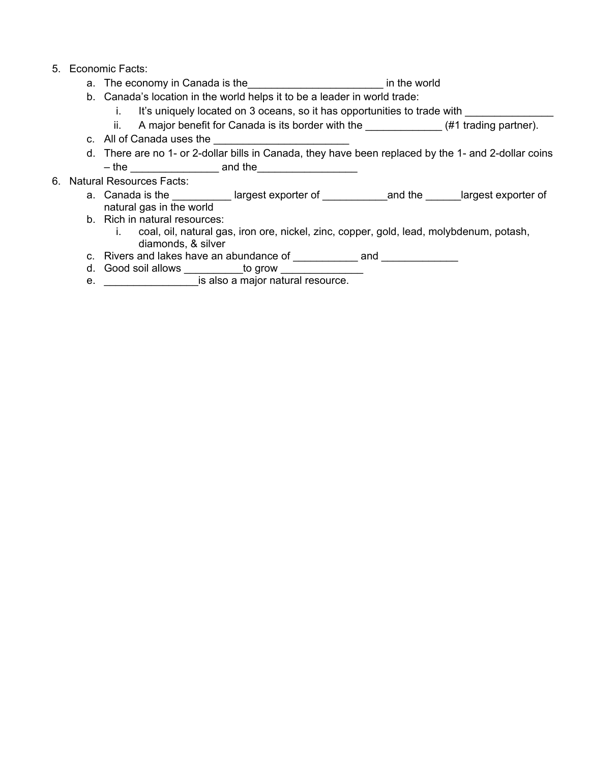5. Economic Facts:
   a. The economy in Canada is the_______________________ in the world
   b. Canada's location in the world helps it to be a leader in world trade:
      i. It's uniquely located on 3 oceans, so it has opportunities to trade with _______________
      ii. A major benefit for Canada is its border with the _____________ (#1 trading partner).
   c. All of Canada uses the _______________________
   d. There are no 1- or 2-dollar bills in Canada, they have been replaced by the 1- and 2-dollar coins – the _______________ and the_________________
6. Natural Resources Facts:
   a. Canada is the __________ largest exporter of ___________and the ______largest exporter of natural gas in the world
   b. Rich in natural resources:
      i. coal, oil, natural gas, iron ore, nickel, zinc, copper, gold, lead, molybdenum, potash, diamonds, & silver
   c. Rivers and lakes have an abundance of ___________ and _____________
   d. Good soil allows __________to grow ______________
   e. ________________is also a major natural resource.